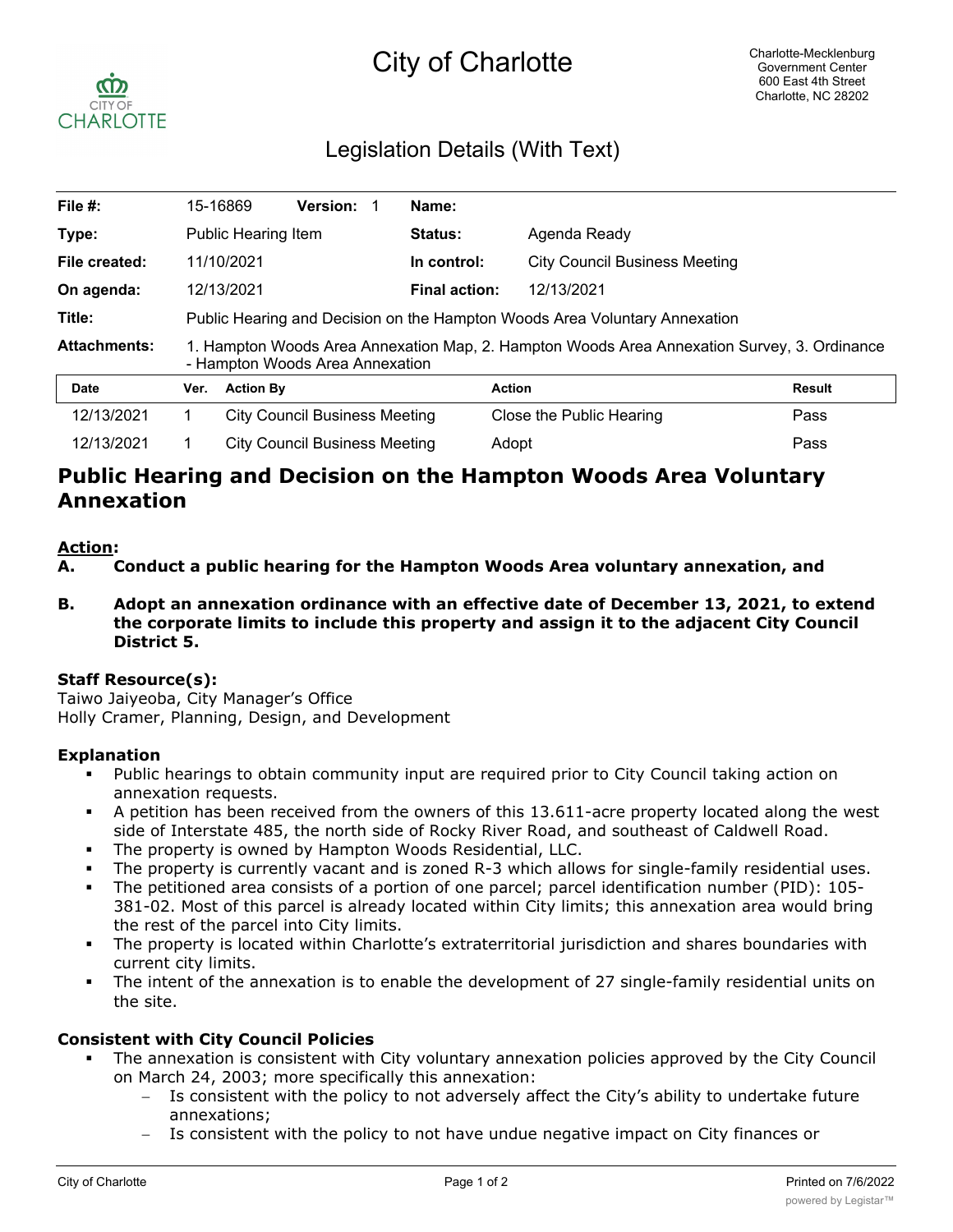# City of Charlotte

Charlotte-Mecklenburg Government Center
600 East 4th Street
Charlotte, NC 28202

## Legislation Details (With Text)

| | | | |
|---|---|---|---|
| **File #:** | 15-16869 **Version:** 1 | **Name:** | |
| **Type:** | Public Hearing Item | **Status:** | Agenda Ready |
| **File created:** | 11/10/2021 | **In control:** | City Council Business Meeting |
| **On agenda:** | 12/13/2021 | **Final action:** | 12/13/2021 |
| **Title:** | Public Hearing and Decision on the Hampton Woods Area Voluntary Annexation | | |
| **Attachments:** | 1. Hampton Woods Area Annexation Map, 2. Hampton Woods Area Annexation Survey, 3. Ordinance - Hampton Woods Area Annexation | | |

| Date | Ver. | Action By | Action | Result |
|---|---|---|---|---|
| 12/13/2021 | 1 | City Council Business Meeting | Close the Public Hearing | Pass |
| 12/13/2021 | 1 | City Council Business Meeting | Adopt | Pass |

# Public Hearing and Decision on the Hampton Woods Area Voluntary Annexation

**Action:**

**A. Conduct a public hearing for the Hampton Woods Area voluntary annexation, and**

**B. Adopt an annexation ordinance with an effective date of December 13, 2021, to extend the corporate limits to include this property and assign it to the adjacent City Council District 5.**

### Staff Resource(s):

Taiwo Jaiyeoba, City Manager's Office
Holly Cramer, Planning, Design, and Development

### Explanation

- Public hearings to obtain community input are required prior to City Council taking action on annexation requests.
- A petition has been received from the owners of this 13.611-acre property located along the west side of Interstate 485, the north side of Rocky River Road, and southeast of Caldwell Road.
- The property is owned by Hampton Woods Residential, LLC.
- The property is currently vacant and is zoned R-3 which allows for single-family residential uses.
- The petitioned area consists of a portion of one parcel; parcel identification number (PID): 105-381-02. Most of this parcel is already located within City limits; this annexation area would bring the rest of the parcel into City limits.
- The property is located within Charlotte's extraterritorial jurisdiction and shares boundaries with current city limits.
- The intent of the annexation is to enable the development of 27 single-family residential units on the site.

### Consistent with City Council Policies

- The annexation is consistent with City voluntary annexation policies approved by the City Council on March 24, 2003; more specifically this annexation:
  - Is consistent with the policy to not adversely affect the City's ability to undertake future annexations;
  - Is consistent with the policy to not have undue negative impact on City finances or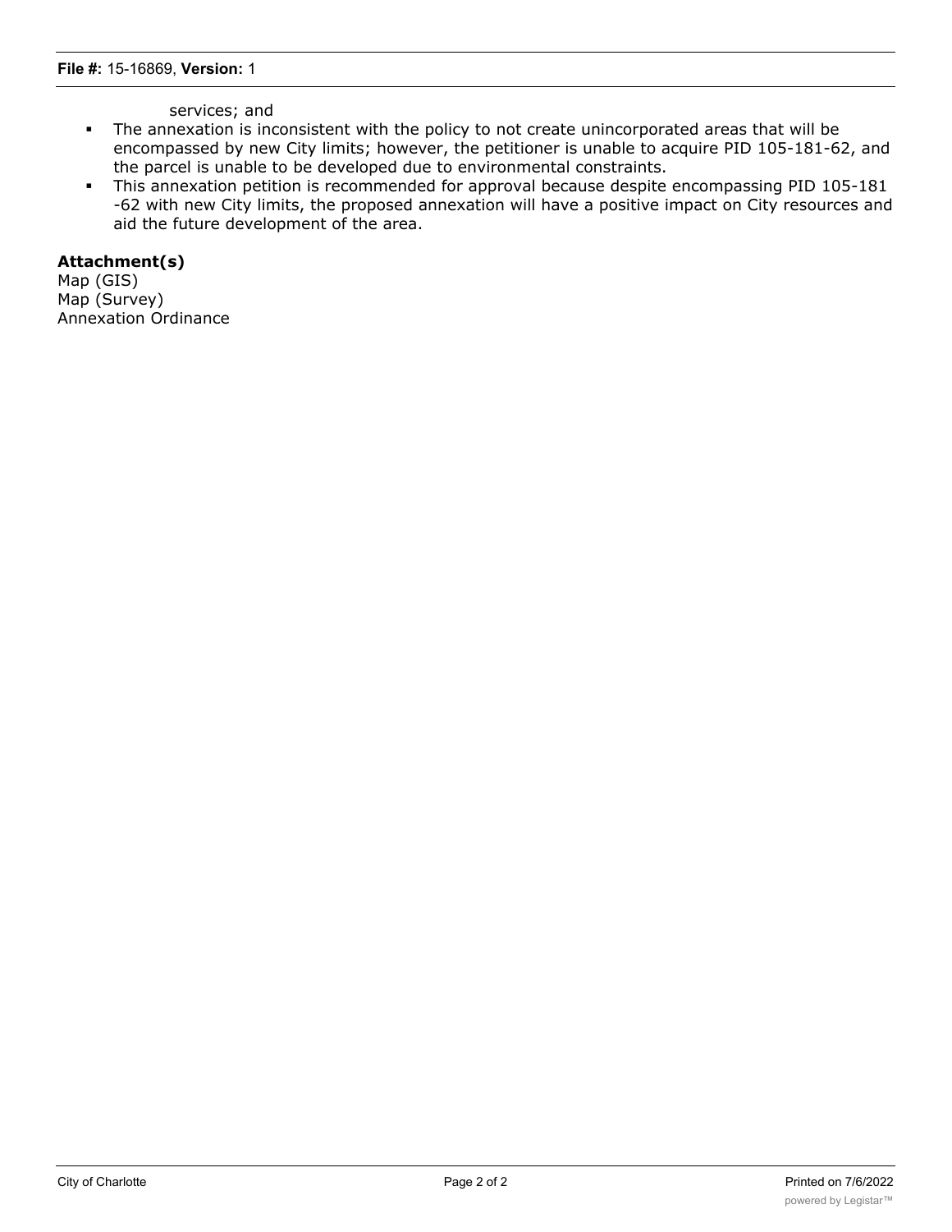services; and

- The annexation is inconsistent with the policy to not create unincorporated areas that will be encompassed by new City limits; however, the petitioner is unable to acquire PID 105-181-62, and the parcel is unable to be developed due to environmental constraints.
- This annexation petition is recommended for approval because despite encompassing PID 105-181-62 with new City limits, the proposed annexation will have a positive impact on City resources and aid the future development of the area.

**Attachment(s)**

Map (GIS)
Map (Survey)
Annexation Ordinance